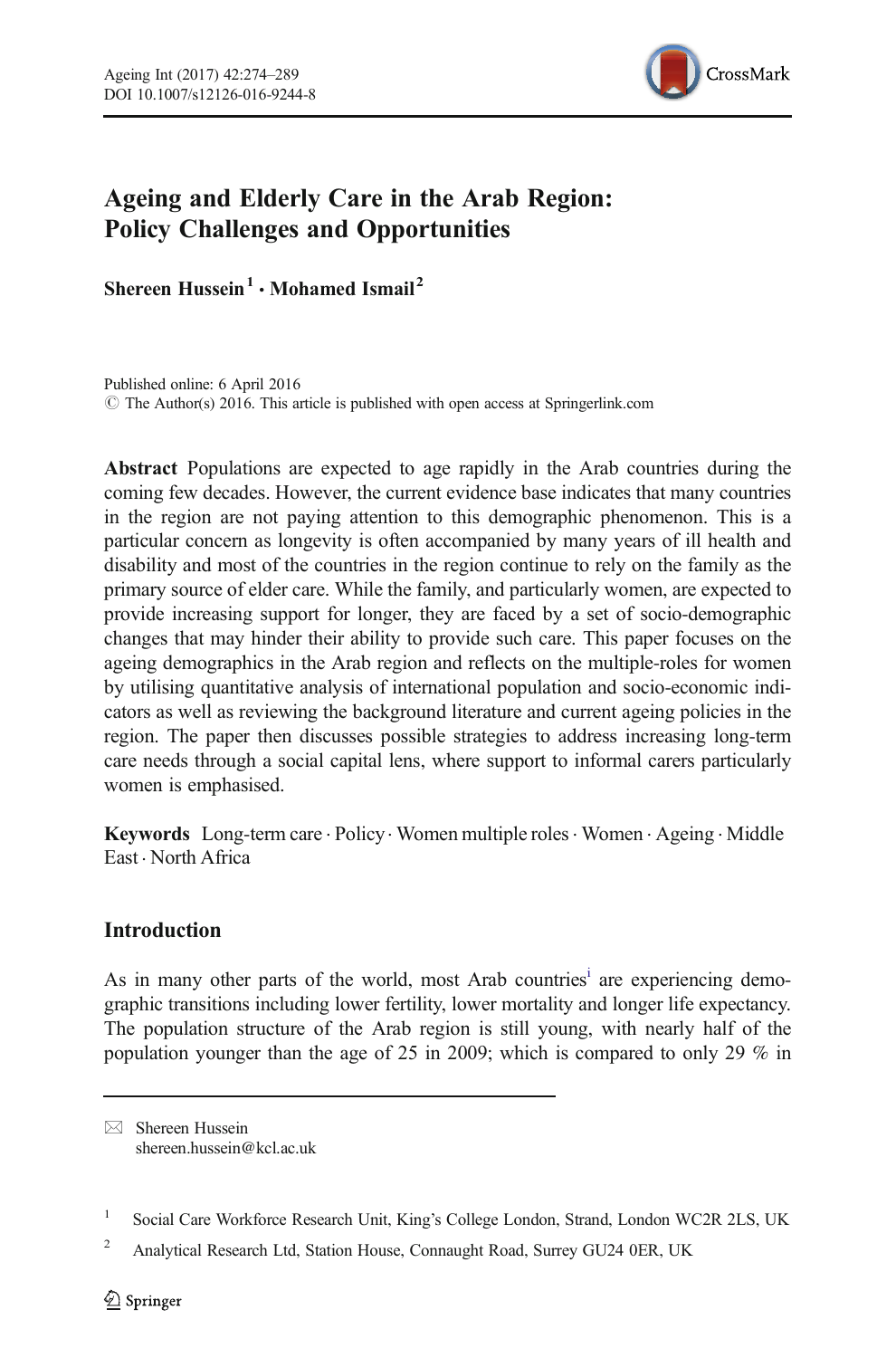# Ageing and Elderly Care in the Arab Region: Policy Challenges and Opportunities

**Shereen Hussein**[1] **· Mohamed Ismail**[2]

Published online: 6 April 2016
© The Author(s) 2016. This article is published with open access at Springerlink.com

**Abstract** Populations are expected to age rapidly in the Arab countries during the coming few decades. However, the current evidence base indicates that many countries in the region are not paying attention to this demographic phenomenon. This is a particular concern as longevity is often accompanied by many years of ill health and disability and most of the countries in the region continue to rely on the family as the primary source of elder care. While the family, and particularly women, are expected to provide increasing support for longer, they are faced by a set of socio-demographic changes that may hinder their ability to provide such care. This paper focuses on the ageing demographics in the Arab region and reflects on the multiple-roles for women by utilising quantitative analysis of international population and socio-economic indicators as well as reviewing the background literature and current ageing policies in the region. The paper then discusses possible strategies to address increasing long-term care needs through a social capital lens, where support to informal carers particularly women is emphasised.

**Keywords** Long-term care · Policy · Women multiple roles · Women · Ageing · Middle East · North Africa

## Introduction

As in many other parts of the world, most Arab countries[i] are experiencing demographic transitions including lower fertility, lower mortality and longer life expectancy. The population structure of the Arab region is still young, with nearly half of the population younger than the age of 25 in 2009; which is compared to only 29 % in

✉ Shereen Hussein
shereen.hussein@kcl.ac.uk

[1] Social Care Workforce Research Unit, King's College London, Strand, London WC2R 2LS, UK

[2] Analytical Research Ltd, Station House, Connaught Road, Surrey GU24 0ER, UK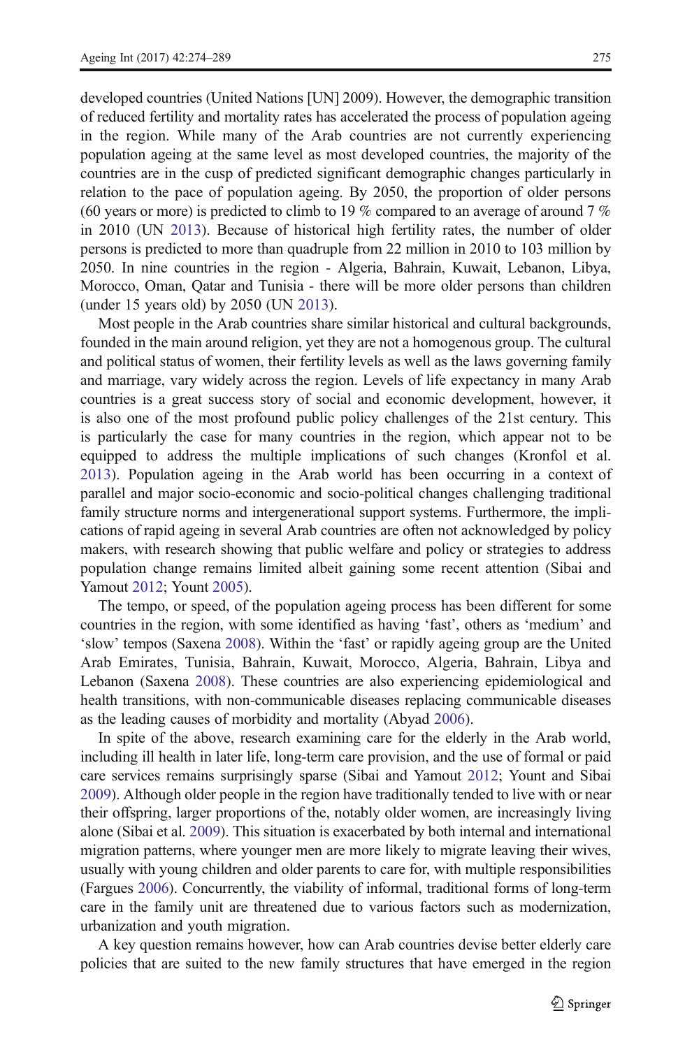developed countries (United Nations [UN] 2009). However, the demographic transition of reduced fertility and mortality rates has accelerated the process of population ageing in the region. While many of the Arab countries are not currently experiencing population ageing at the same level as most developed countries, the majority of the countries are in the cusp of predicted significant demographic changes particularly in relation to the pace of population ageing. By 2050, the proportion of older persons (60 years or more) is predicted to climb to 19 % compared to an average of around 7 % in 2010 (UN 2013). Because of historical high fertility rates, the number of older persons is predicted to more than quadruple from 22 million in 2010 to 103 million by 2050. In nine countries in the region - Algeria, Bahrain, Kuwait, Lebanon, Libya, Morocco, Oman, Qatar and Tunisia - there will be more older persons than children (under 15 years old) by 2050 (UN 2013).

Most people in the Arab countries share similar historical and cultural backgrounds, founded in the main around religion, yet they are not a homogenous group. The cultural and political status of women, their fertility levels as well as the laws governing family and marriage, vary widely across the region. Levels of life expectancy in many Arab countries is a great success story of social and economic development, however, it is also one of the most profound public policy challenges of the 21st century. This is particularly the case for many countries in the region, which appear not to be equipped to address the multiple implications of such changes (Kronfol et al. 2013). Population ageing in the Arab world has been occurring in a context of parallel and major socio-economic and socio-political changes challenging traditional family structure norms and intergenerational support systems. Furthermore, the implications of rapid ageing in several Arab countries are often not acknowledged by policy makers, with research showing that public welfare and policy or strategies to address population change remains limited albeit gaining some recent attention (Sibai and Yamout 2012; Yount 2005).

The tempo, or speed, of the population ageing process has been different for some countries in the region, with some identified as having 'fast', others as 'medium' and 'slow' tempos (Saxena 2008). Within the 'fast' or rapidly ageing group are the United Arab Emirates, Tunisia, Bahrain, Kuwait, Morocco, Algeria, Bahrain, Libya and Lebanon (Saxena 2008). These countries are also experiencing epidemiological and health transitions, with non-communicable diseases replacing communicable diseases as the leading causes of morbidity and mortality (Abyad 2006).

In spite of the above, research examining care for the elderly in the Arab world, including ill health in later life, long-term care provision, and the use of formal or paid care services remains surprisingly sparse (Sibai and Yamout 2012; Yount and Sibai 2009). Although older people in the region have traditionally tended to live with or near their offspring, larger proportions of the, notably older women, are increasingly living alone (Sibai et al. 2009). This situation is exacerbated by both internal and international migration patterns, where younger men are more likely to migrate leaving their wives, usually with young children and older parents to care for, with multiple responsibilities (Fargues 2006). Concurrently, the viability of informal, traditional forms of long-term care in the family unit are threatened due to various factors such as modernization, urbanization and youth migration.

A key question remains however, how can Arab countries devise better elderly care policies that are suited to the new family structures that have emerged in the region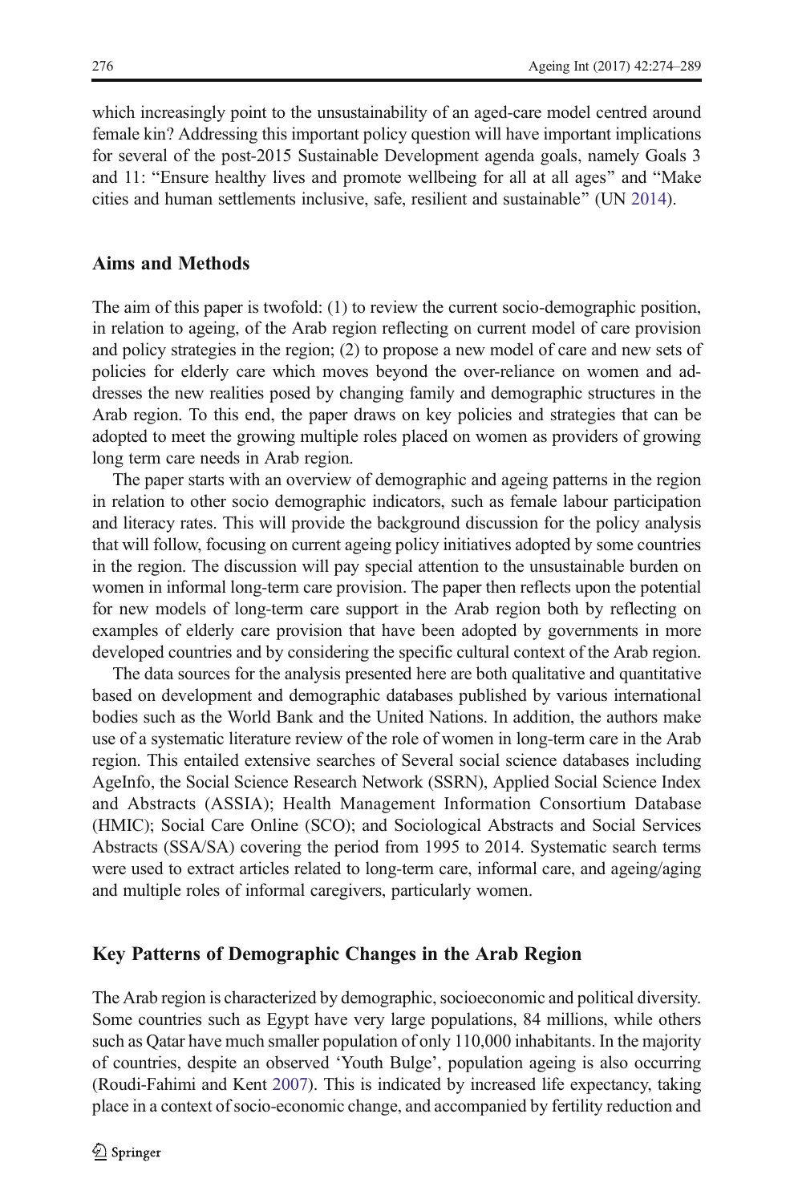which increasingly point to the unsustainability of an aged-care model centred around female kin? Addressing this important policy question will have important implications for several of the post-2015 Sustainable Development agenda goals, namely Goals 3 and 11: "Ensure healthy lives and promote wellbeing for all at all ages" and "Make cities and human settlements inclusive, safe, resilient and sustainable" (UN 2014).

## Aims and Methods

The aim of this paper is twofold: (1) to review the current socio-demographic position, in relation to ageing, of the Arab region reflecting on current model of care provision and policy strategies in the region; (2) to propose a new model of care and new sets of policies for elderly care which moves beyond the over-reliance on women and addresses the new realities posed by changing family and demographic structures in the Arab region. To this end, the paper draws on key policies and strategies that can be adopted to meet the growing multiple roles placed on women as providers of growing long term care needs in Arab region.

The paper starts with an overview of demographic and ageing patterns in the region in relation to other socio demographic indicators, such as female labour participation and literacy rates. This will provide the background discussion for the policy analysis that will follow, focusing on current ageing policy initiatives adopted by some countries in the region. The discussion will pay special attention to the unsustainable burden on women in informal long-term care provision. The paper then reflects upon the potential for new models of long-term care support in the Arab region both by reflecting on examples of elderly care provision that have been adopted by governments in more developed countries and by considering the specific cultural context of the Arab region.

The data sources for the analysis presented here are both qualitative and quantitative based on development and demographic databases published by various international bodies such as the World Bank and the United Nations. In addition, the authors make use of a systematic literature review of the role of women in long-term care in the Arab region. This entailed extensive searches of Several social science databases including AgeInfo, the Social Science Research Network (SSRN), Applied Social Science Index and Abstracts (ASSIA); Health Management Information Consortium Database (HMIC); Social Care Online (SCO); and Sociological Abstracts and Social Services Abstracts (SSA/SA) covering the period from 1995 to 2014. Systematic search terms were used to extract articles related to long-term care, informal care, and ageing/aging and multiple roles of informal caregivers, particularly women.

## Key Patterns of Demographic Changes in the Arab Region

The Arab region is characterized by demographic, socioeconomic and political diversity. Some countries such as Egypt have very large populations, 84 millions, while others such as Qatar have much smaller population of only 110,000 inhabitants. In the majority of countries, despite an observed 'Youth Bulge', population ageing is also occurring (Roudi-Fahimi and Kent 2007). This is indicated by increased life expectancy, taking place in a context of socio-economic change, and accompanied by fertility reduction and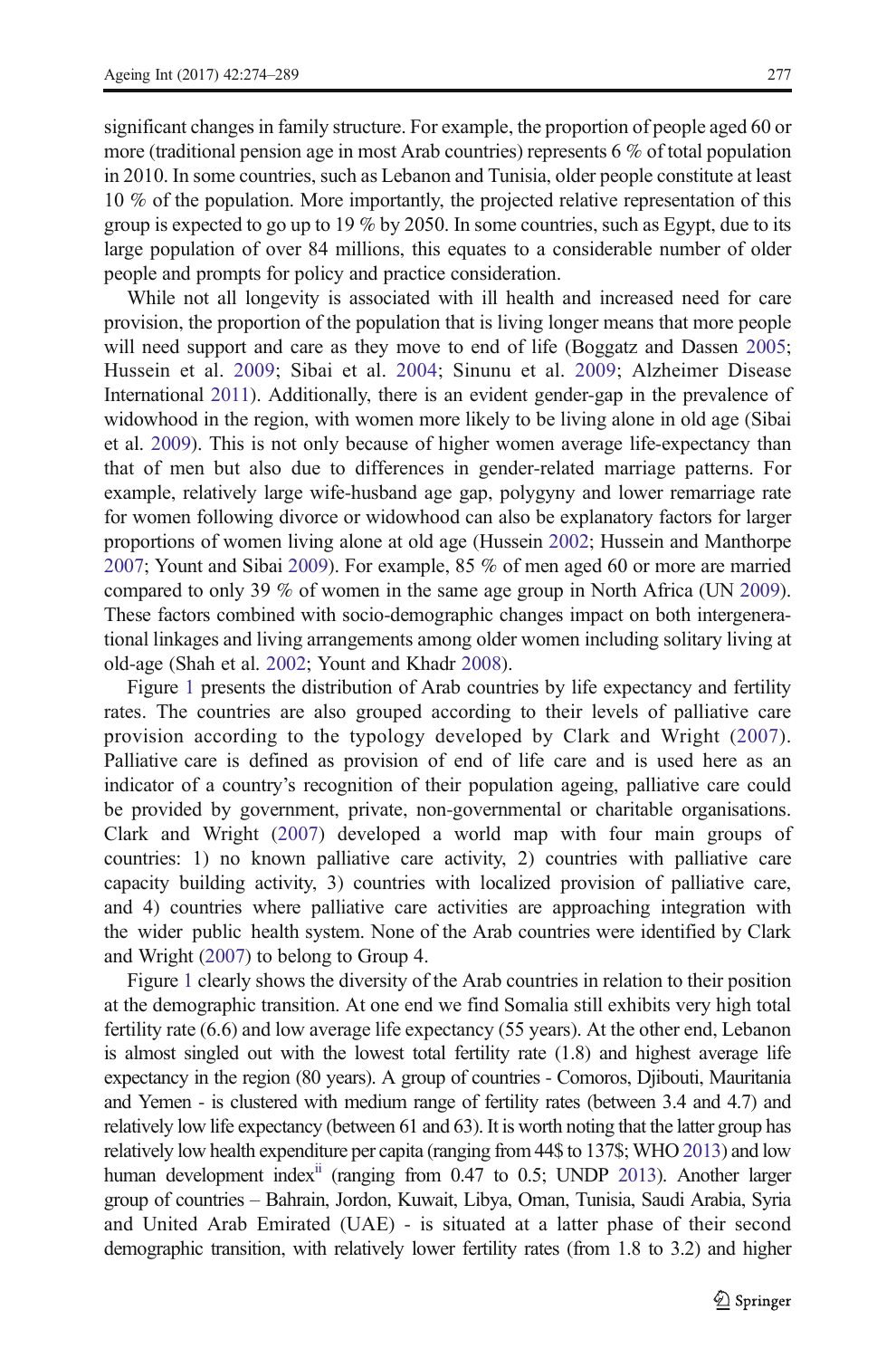significant changes in family structure. For example, the proportion of people aged 60 or more (traditional pension age in most Arab countries) represents 6 % of total population in 2010. In some countries, such as Lebanon and Tunisia, older people constitute at least 10 % of the population. More importantly, the projected relative representation of this group is expected to go up to 19 % by 2050. In some countries, such as Egypt, due to its large population of over 84 millions, this equates to a considerable number of older people and prompts for policy and practice consideration.

While not all longevity is associated with ill health and increased need for care provision, the proportion of the population that is living longer means that more people will need support and care as they move to end of life (Boggatz and Dassen 2005; Hussein et al. 2009; Sibai et al. 2004; Sinunu et al. 2009; Alzheimer Disease International 2011). Additionally, there is an evident gender-gap in the prevalence of widowhood in the region, with women more likely to be living alone in old age (Sibai et al. 2009). This is not only because of higher women average life-expectancy than that of men but also due to differences in gender-related marriage patterns. For example, relatively large wife-husband age gap, polygyny and lower remarriage rate for women following divorce or widowhood can also be explanatory factors for larger proportions of women living alone at old age (Hussein 2002; Hussein and Manthorpe 2007; Yount and Sibai 2009). For example, 85 % of men aged 60 or more are married compared to only 39 % of women in the same age group in North Africa (UN 2009). These factors combined with socio-demographic changes impact on both intergenerational linkages and living arrangements among older women including solitary living at old-age (Shah et al. 2002; Yount and Khadr 2008).

Figure 1 presents the distribution of Arab countries by life expectancy and fertility rates. The countries are also grouped according to their levels of palliative care provision according to the typology developed by Clark and Wright (2007). Palliative care is defined as provision of end of life care and is used here as an indicator of a country's recognition of their population ageing, palliative care could be provided by government, private, non-governmental or charitable organisations. Clark and Wright (2007) developed a world map with four main groups of countries: 1) no known palliative care activity, 2) countries with palliative care capacity building activity, 3) countries with localized provision of palliative care, and 4) countries where palliative care activities are approaching integration with the wider public health system. None of the Arab countries were identified by Clark and Wright (2007) to belong to Group 4.

Figure 1 clearly shows the diversity of the Arab countries in relation to their position at the demographic transition. At one end we find Somalia still exhibits very high total fertility rate (6.6) and low average life expectancy (55 years). At the other end, Lebanon is almost singled out with the lowest total fertility rate (1.8) and highest average life expectancy in the region (80 years). A group of countries - Comoros, Djibouti, Mauritania and Yemen - is clustered with medium range of fertility rates (between 3.4 and 4.7) and relatively low life expectancy (between 61 and 63). It is worth noting that the latter group has relatively low health expenditure per capita (ranging from 44$ to 137$; WHO 2013) and low human development index[ii] (ranging from 0.47 to 0.5; UNDP 2013). Another larger group of countries – Bahrain, Jordon, Kuwait, Libya, Oman, Tunisia, Saudi Arabia, Syria and United Arab Emirated (UAE) - is situated at a latter phase of their second demographic transition, with relatively lower fertility rates (from 1.8 to 3.2) and higher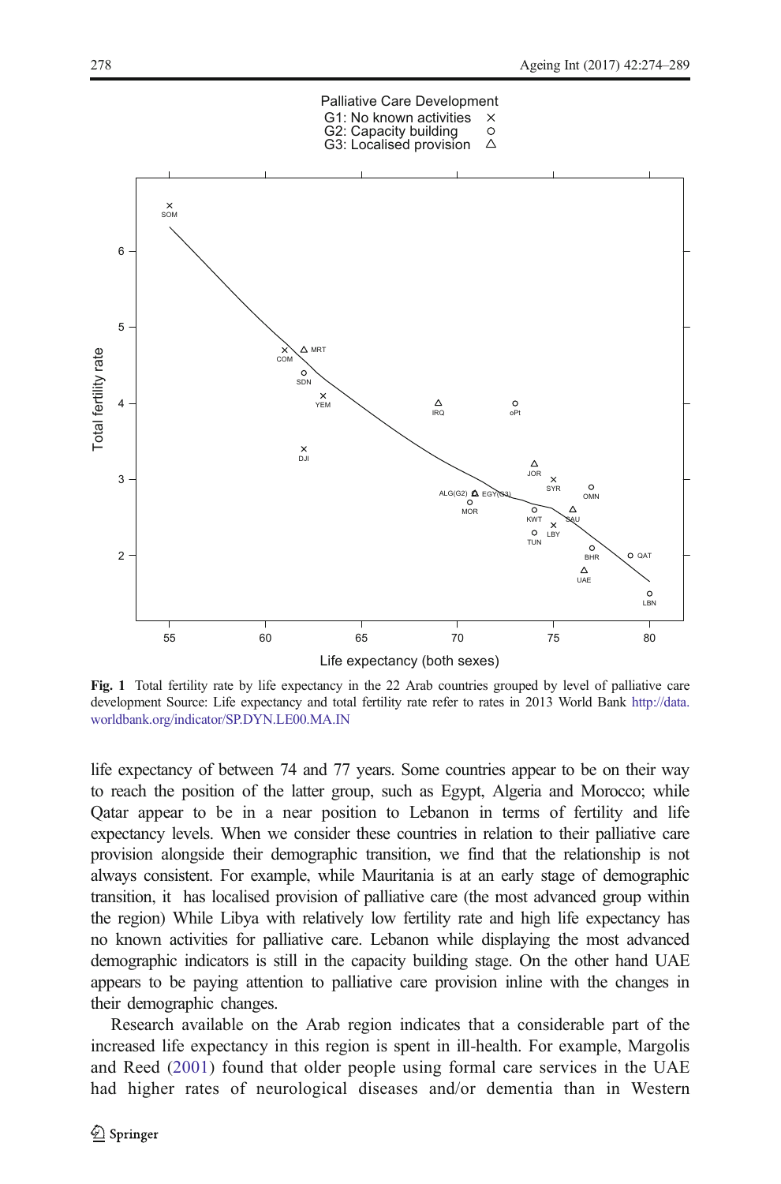Fig. 1 Total fertility rate by life expectancy in the 22 Arab countries grouped by level of palliative care development Source: Life expectancy and total fertility rate refer to rates in 2013 World Bank http://data.worldbank.org/indicator/SP.DYN.LE00.MA.IN

life expectancy of between 74 and 77 years. Some countries appear to be on their way to reach the position of the latter group, such as Egypt, Algeria and Morocco; while Qatar appear to be in a near position to Lebanon in terms of fertility and life expectancy levels. When we consider these countries in relation to their palliative care provision alongside their demographic transition, we find that the relationship is not always consistent. For example, while Mauritania is at an early stage of demographic transition, it has localised provision of palliative care (the most advanced group within the region) While Libya with relatively low fertility rate and high life expectancy has no known activities for palliative care. Lebanon while displaying the most advanced demographic indicators is still in the capacity building stage. On the other hand UAE appears to be paying attention to palliative care provision inline with the changes in their demographic changes.

Research available on the Arab region indicates that a considerable part of the increased life expectancy in this region is spent in ill-health. For example, Margolis and Reed (2001) found that older people using formal care services in the UAE had higher rates of neurological diseases and/or dementia than in Western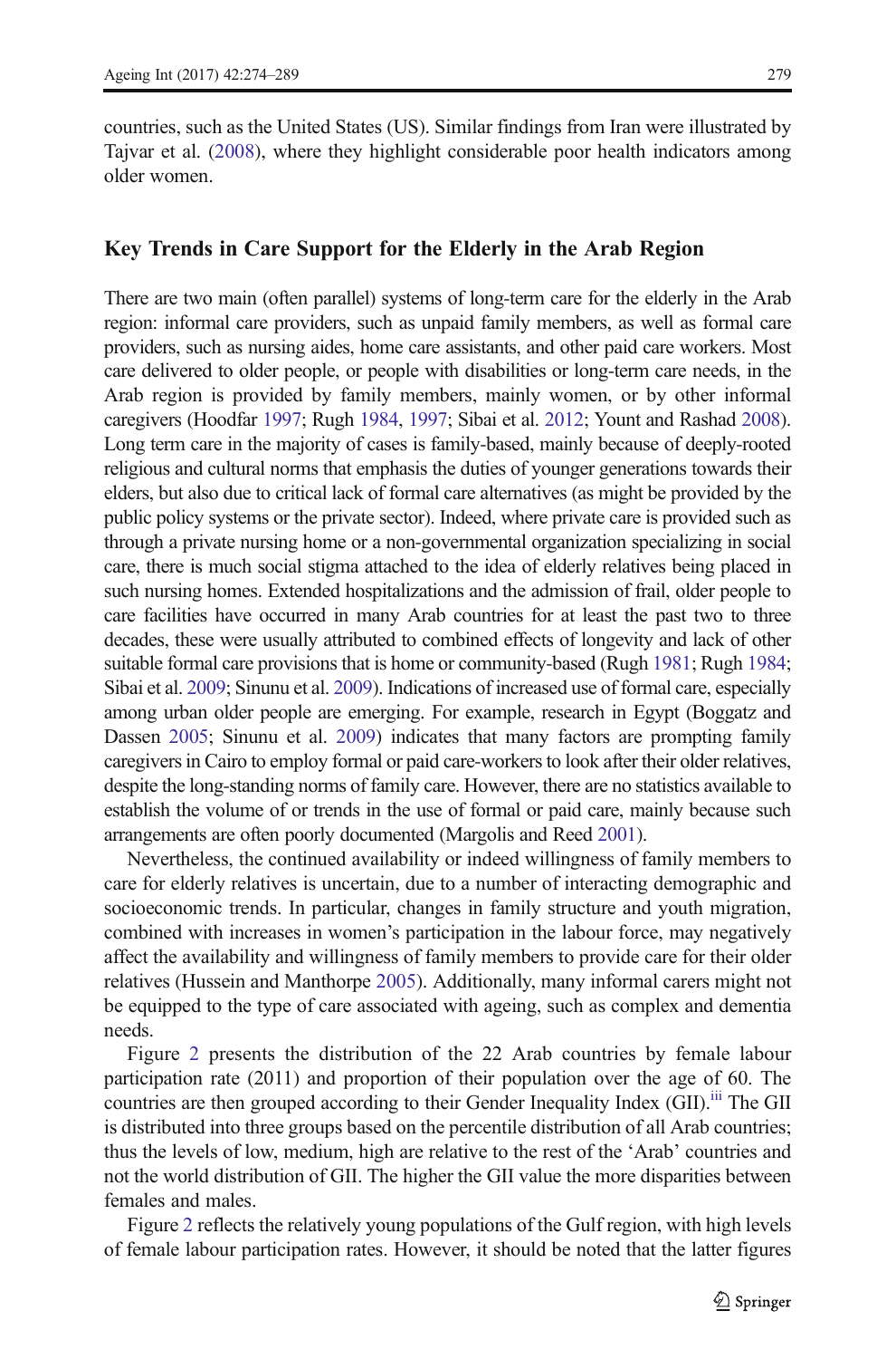countries, such as the United States (US). Similar findings from Iran were illustrated by Tajvar et al. (2008), where they highlight considerable poor health indicators among older women.

## Key Trends in Care Support for the Elderly in the Arab Region

There are two main (often parallel) systems of long-term care for the elderly in the Arab region: informal care providers, such as unpaid family members, as well as formal care providers, such as nursing aides, home care assistants, and other paid care workers. Most care delivered to older people, or people with disabilities or long-term care needs, in the Arab region is provided by family members, mainly women, or by other informal caregivers (Hoodfar 1997; Rugh 1984, 1997; Sibai et al. 2012; Yount and Rashad 2008). Long term care in the majority of cases is family-based, mainly because of deeply-rooted religious and cultural norms that emphasis the duties of younger generations towards their elders, but also due to critical lack of formal care alternatives (as might be provided by the public policy systems or the private sector). Indeed, where private care is provided such as through a private nursing home or a non-governmental organization specializing in social care, there is much social stigma attached to the idea of elderly relatives being placed in such nursing homes. Extended hospitalizations and the admission of frail, older people to care facilities have occurred in many Arab countries for at least the past two to three decades, these were usually attributed to combined effects of longevity and lack of other suitable formal care provisions that is home or community-based (Rugh 1981; Rugh 1984; Sibai et al. 2009; Sinunu et al. 2009). Indications of increased use of formal care, especially among urban older people are emerging. For example, research in Egypt (Boggatz and Dassen 2005; Sinunu et al. 2009) indicates that many factors are prompting family caregivers in Cairo to employ formal or paid care-workers to look after their older relatives, despite the long-standing norms of family care. However, there are no statistics available to establish the volume of or trends in the use of formal or paid care, mainly because such arrangements are often poorly documented (Margolis and Reed 2001).

Nevertheless, the continued availability or indeed willingness of family members to care for elderly relatives is uncertain, due to a number of interacting demographic and socioeconomic trends. In particular, changes in family structure and youth migration, combined with increases in women's participation in the labour force, may negatively affect the availability and willingness of family members to provide care for their older relatives (Hussein and Manthorpe 2005). Additionally, many informal carers might not be equipped to the type of care associated with ageing, such as complex and dementia needs.

Figure 2 presents the distribution of the 22 Arab countries by female labour participation rate (2011) and proportion of their population over the age of 60. The countries are then grouped according to their Gender Inequality Index (GII).[iii] The GII is distributed into three groups based on the percentile distribution of all Arab countries; thus the levels of low, medium, high are relative to the rest of the 'Arab' countries and not the world distribution of GII. The higher the GII value the more disparities between females and males.

Figure 2 reflects the relatively young populations of the Gulf region, with high levels of female labour participation rates. However, it should be noted that the latter figures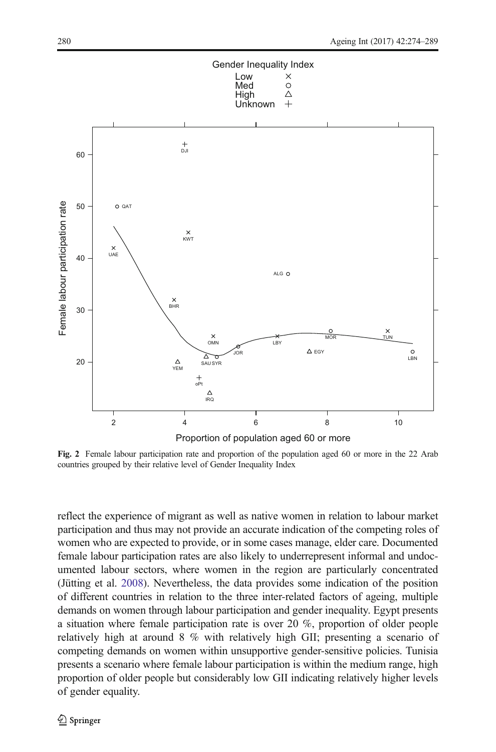**Fig. 2** Female labour participation rate and proportion of the population aged 60 or more in the 22 Arab countries grouped by their relative level of Gender Inequality Index

reflect the experience of migrant as well as native women in relation to labour market participation and thus may not provide an accurate indication of the competing roles of women who are expected to provide, or in some cases manage, elder care. Documented female labour participation rates are also likely to underrepresent informal and undocumented labour sectors, where women in the region are particularly concentrated (Jütting et al. 2008). Nevertheless, the data provides some indication of the position of different countries in relation to the three inter-related factors of ageing, multiple demands on women through labour participation and gender inequality. Egypt presents a situation where female participation rate is over 20 %, proportion of older people relatively high at around 8 % with relatively high GII; presenting a scenario of competing demands on women within unsupportive gender-sensitive policies. Tunisia presents a scenario where female labour participation is within the medium range, high proportion of older people but considerably low GII indicating relatively higher levels of gender equality.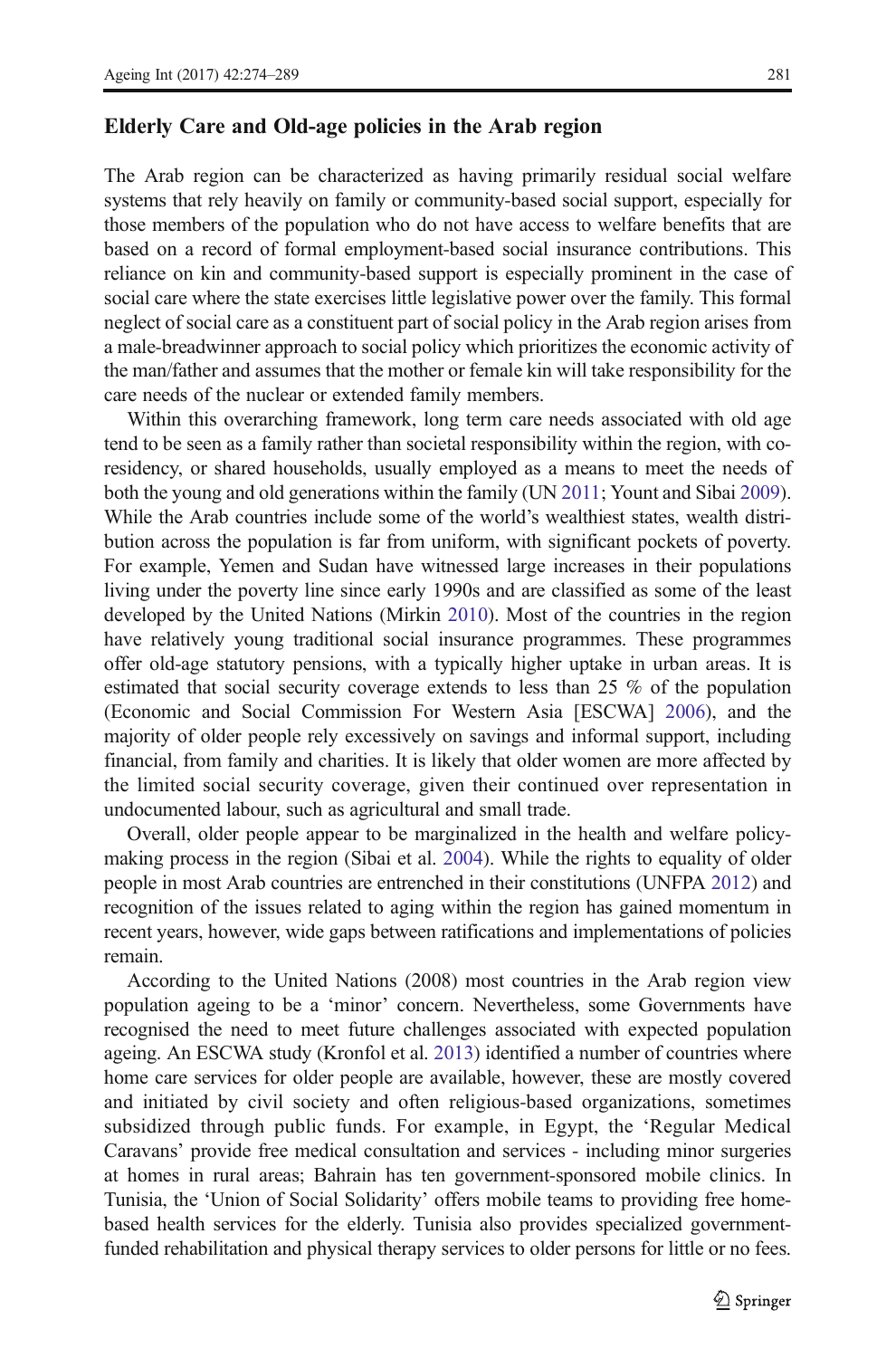## Elderly Care and Old-age policies in the Arab region

The Arab region can be characterized as having primarily residual social welfare systems that rely heavily on family or community-based social support, especially for those members of the population who do not have access to welfare benefits that are based on a record of formal employment-based social insurance contributions. This reliance on kin and community-based support is especially prominent in the case of social care where the state exercises little legislative power over the family. This formal neglect of social care as a constituent part of social policy in the Arab region arises from a male-breadwinner approach to social policy which prioritizes the economic activity of the man/father and assumes that the mother or female kin will take responsibility for the care needs of the nuclear or extended family members.

Within this overarching framework, long term care needs associated with old age tend to be seen as a family rather than societal responsibility within the region, with co-residency, or shared households, usually employed as a means to meet the needs of both the young and old generations within the family (UN 2011; Yount and Sibai 2009). While the Arab countries include some of the world's wealthiest states, wealth distribution across the population is far from uniform, with significant pockets of poverty. For example, Yemen and Sudan have witnessed large increases in their populations living under the poverty line since early 1990s and are classified as some of the least developed by the United Nations (Mirkin 2010). Most of the countries in the region have relatively young traditional social insurance programmes. These programmes offer old-age statutory pensions, with a typically higher uptake in urban areas. It is estimated that social security coverage extends to less than 25 % of the population (Economic and Social Commission For Western Asia [ESCWA] 2006), and the majority of older people rely excessively on savings and informal support, including financial, from family and charities. It is likely that older women are more affected by the limited social security coverage, given their continued over representation in undocumented labour, such as agricultural and small trade.

Overall, older people appear to be marginalized in the health and welfare policy-making process in the region (Sibai et al. 2004). While the rights to equality of older people in most Arab countries are entrenched in their constitutions (UNFPA 2012) and recognition of the issues related to aging within the region has gained momentum in recent years, however, wide gaps between ratifications and implementations of policies remain.

According to the United Nations (2008) most countries in the Arab region view population ageing to be a 'minor' concern. Nevertheless, some Governments have recognised the need to meet future challenges associated with expected population ageing. An ESCWA study (Kronfol et al. 2013) identified a number of countries where home care services for older people are available, however, these are mostly covered and initiated by civil society and often religious-based organizations, sometimes subsidized through public funds. For example, in Egypt, the 'Regular Medical Caravans' provide free medical consultation and services - including minor surgeries at homes in rural areas; Bahrain has ten government-sponsored mobile clinics. In Tunisia, the 'Union of Social Solidarity' offers mobile teams to providing free home-based health services for the elderly. Tunisia also provides specialized government-funded rehabilitation and physical therapy services to older persons for little or no fees.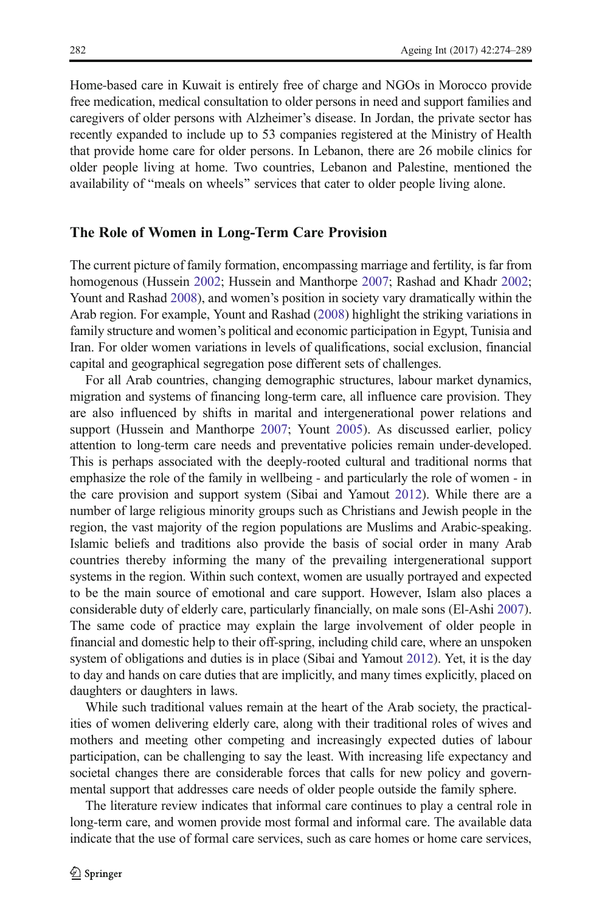Home-based care in Kuwait is entirely free of charge and NGOs in Morocco provide free medication, medical consultation to older persons in need and support families and caregivers of older persons with Alzheimer's disease. In Jordan, the private sector has recently expanded to include up to 53 companies registered at the Ministry of Health that provide home care for older persons. In Lebanon, there are 26 mobile clinics for older people living at home. Two countries, Lebanon and Palestine, mentioned the availability of "meals on wheels" services that cater to older people living alone.

## The Role of Women in Long-Term Care Provision

The current picture of family formation, encompassing marriage and fertility, is far from homogenous (Hussein 2002; Hussein and Manthorpe 2007; Rashad and Khadr 2002; Yount and Rashad 2008), and women's position in society vary dramatically within the Arab region. For example, Yount and Rashad (2008) highlight the striking variations in family structure and women's political and economic participation in Egypt, Tunisia and Iran. For older women variations in levels of qualifications, social exclusion, financial capital and geographical segregation pose different sets of challenges.

For all Arab countries, changing demographic structures, labour market dynamics, migration and systems of financing long-term care, all influence care provision. They are also influenced by shifts in marital and intergenerational power relations and support (Hussein and Manthorpe 2007; Yount 2005). As discussed earlier, policy attention to long-term care needs and preventative policies remain under-developed. This is perhaps associated with the deeply-rooted cultural and traditional norms that emphasize the role of the family in wellbeing - and particularly the role of women - in the care provision and support system (Sibai and Yamout 2012). While there are a number of large religious minority groups such as Christians and Jewish people in the region, the vast majority of the region populations are Muslims and Arabic-speaking. Islamic beliefs and traditions also provide the basis of social order in many Arab countries thereby informing the many of the prevailing intergenerational support systems in the region. Within such context, women are usually portrayed and expected to be the main source of emotional and care support. However, Islam also places a considerable duty of elderly care, particularly financially, on male sons (El-Ashi 2007). The same code of practice may explain the large involvement of older people in financial and domestic help to their off-spring, including child care, where an unspoken system of obligations and duties is in place (Sibai and Yamout 2012). Yet, it is the day to day and hands on care duties that are implicitly, and many times explicitly, placed on daughters or daughters in laws.

While such traditional values remain at the heart of the Arab society, the practicalities of women delivering elderly care, along with their traditional roles of wives and mothers and meeting other competing and increasingly expected duties of labour participation, can be challenging to say the least. With increasing life expectancy and societal changes there are considerable forces that calls for new policy and governmental support that addresses care needs of older people outside the family sphere.

The literature review indicates that informal care continues to play a central role in long-term care, and women provide most formal and informal care. The available data indicate that the use of formal care services, such as care homes or home care services,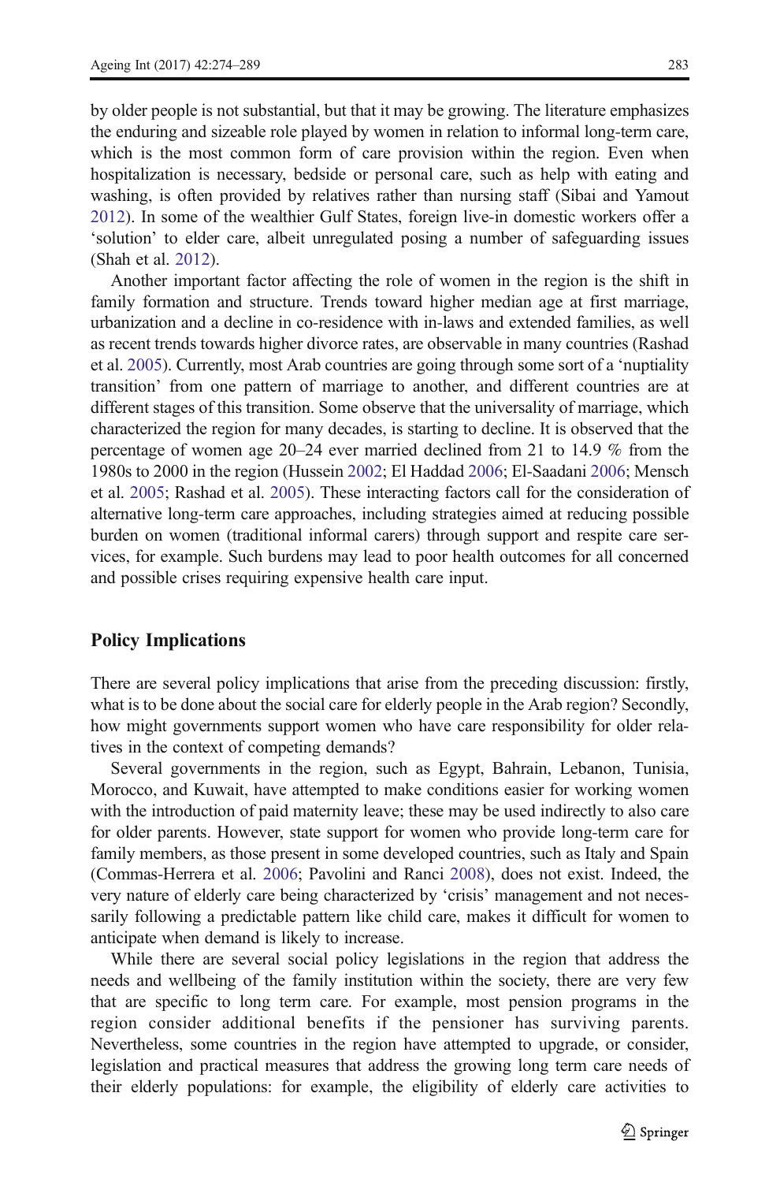by older people is not substantial, but that it may be growing. The literature emphasizes the enduring and sizeable role played by women in relation to informal long-term care, which is the most common form of care provision within the region. Even when hospitalization is necessary, bedside or personal care, such as help with eating and washing, is often provided by relatives rather than nursing staff (Sibai and Yamout 2012). In some of the wealthier Gulf States, foreign live-in domestic workers offer a 'solution' to elder care, albeit unregulated posing a number of safeguarding issues (Shah et al. 2012).

Another important factor affecting the role of women in the region is the shift in family formation and structure. Trends toward higher median age at first marriage, urbanization and a decline in co-residence with in-laws and extended families, as well as recent trends towards higher divorce rates, are observable in many countries (Rashad et al. 2005). Currently, most Arab countries are going through some sort of a 'nuptiality transition' from one pattern of marriage to another, and different countries are at different stages of this transition. Some observe that the universality of marriage, which characterized the region for many decades, is starting to decline. It is observed that the percentage of women age 20–24 ever married declined from 21 to 14.9 % from the 1980s to 2000 in the region (Hussein 2002; El Haddad 2006; El-Saadani 2006; Mensch et al. 2005; Rashad et al. 2005). These interacting factors call for the consideration of alternative long-term care approaches, including strategies aimed at reducing possible burden on women (traditional informal carers) through support and respite care services, for example. Such burdens may lead to poor health outcomes for all concerned and possible crises requiring expensive health care input.

## Policy Implications

There are several policy implications that arise from the preceding discussion: firstly, what is to be done about the social care for elderly people in the Arab region? Secondly, how might governments support women who have care responsibility for older relatives in the context of competing demands?

Several governments in the region, such as Egypt, Bahrain, Lebanon, Tunisia, Morocco, and Kuwait, have attempted to make conditions easier for working women with the introduction of paid maternity leave; these may be used indirectly to also care for older parents. However, state support for women who provide long-term care for family members, as those present in some developed countries, such as Italy and Spain (Commas-Herrera et al. 2006; Pavolini and Ranci 2008), does not exist. Indeed, the very nature of elderly care being characterized by 'crisis' management and not necessarily following a predictable pattern like child care, makes it difficult for women to anticipate when demand is likely to increase.

While there are several social policy legislations in the region that address the needs and wellbeing of the family institution within the society, there are very few that are specific to long term care. For example, most pension programs in the region consider additional benefits if the pensioner has surviving parents. Nevertheless, some countries in the region have attempted to upgrade, or consider, legislation and practical measures that address the growing long term care needs of their elderly populations: for example, the eligibility of elderly care activities to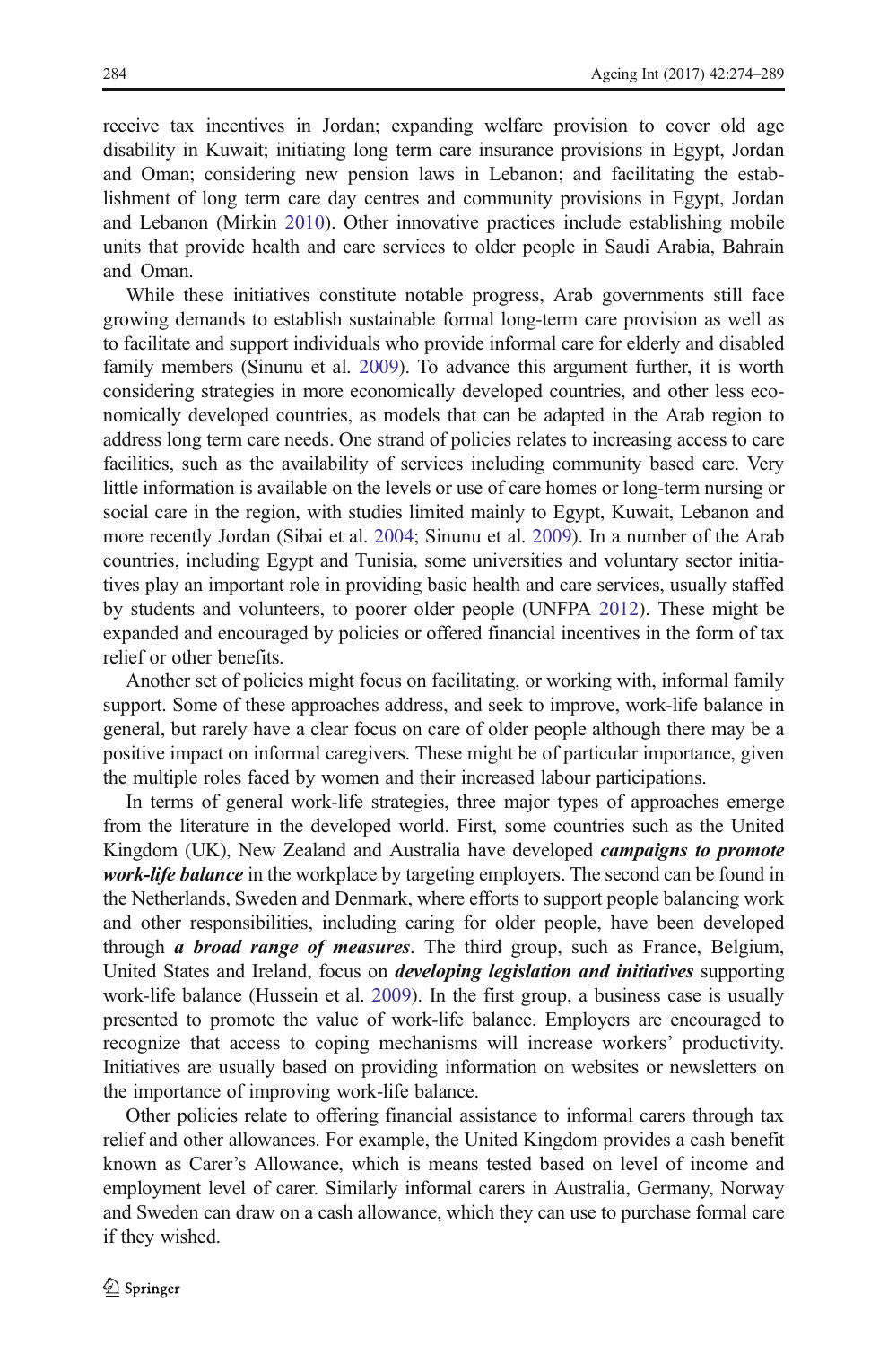receive tax incentives in Jordan; expanding welfare provision to cover old age disability in Kuwait; initiating long term care insurance provisions in Egypt, Jordan and Oman; considering new pension laws in Lebanon; and facilitating the establishment of long term care day centres and community provisions in Egypt, Jordan and Lebanon (Mirkin 2010). Other innovative practices include establishing mobile units that provide health and care services to older people in Saudi Arabia, Bahrain and Oman.

While these initiatives constitute notable progress, Arab governments still face growing demands to establish sustainable formal long-term care provision as well as to facilitate and support individuals who provide informal care for elderly and disabled family members (Sinunu et al. 2009). To advance this argument further, it is worth considering strategies in more economically developed countries, and other less economically developed countries, as models that can be adapted in the Arab region to address long term care needs. One strand of policies relates to increasing access to care facilities, such as the availability of services including community based care. Very little information is available on the levels or use of care homes or long-term nursing or social care in the region, with studies limited mainly to Egypt, Kuwait, Lebanon and more recently Jordan (Sibai et al. 2004; Sinunu et al. 2009). In a number of the Arab countries, including Egypt and Tunisia, some universities and voluntary sector initiatives play an important role in providing basic health and care services, usually staffed by students and volunteers, to poorer older people (UNFPA 2012). These might be expanded and encouraged by policies or offered financial incentives in the form of tax relief or other benefits.

Another set of policies might focus on facilitating, or working with, informal family support. Some of these approaches address, and seek to improve, work-life balance in general, but rarely have a clear focus on care of older people although there may be a positive impact on informal caregivers. These might be of particular importance, given the multiple roles faced by women and their increased labour participations.

In terms of general work-life strategies, three major types of approaches emerge from the literature in the developed world. First, some countries such as the United Kingdom (UK), New Zealand and Australia have developed ***campaigns to promote work-life balance*** in the workplace by targeting employers. The second can be found in the Netherlands, Sweden and Denmark, where efforts to support people balancing work and other responsibilities, including caring for older people, have been developed through ***a broad range of measures***. The third group, such as France, Belgium, United States and Ireland, focus on ***developing legislation and initiatives*** supporting work-life balance (Hussein et al. 2009). In the first group, a business case is usually presented to promote the value of work-life balance. Employers are encouraged to recognize that access to coping mechanisms will increase workers' productivity. Initiatives are usually based on providing information on websites or newsletters on the importance of improving work-life balance.

Other policies relate to offering financial assistance to informal carers through tax relief and other allowances. For example, the United Kingdom provides a cash benefit known as Carer's Allowance, which is means tested based on level of income and employment level of carer. Similarly informal carers in Australia, Germany, Norway and Sweden can draw on a cash allowance, which they can use to purchase formal care if they wished.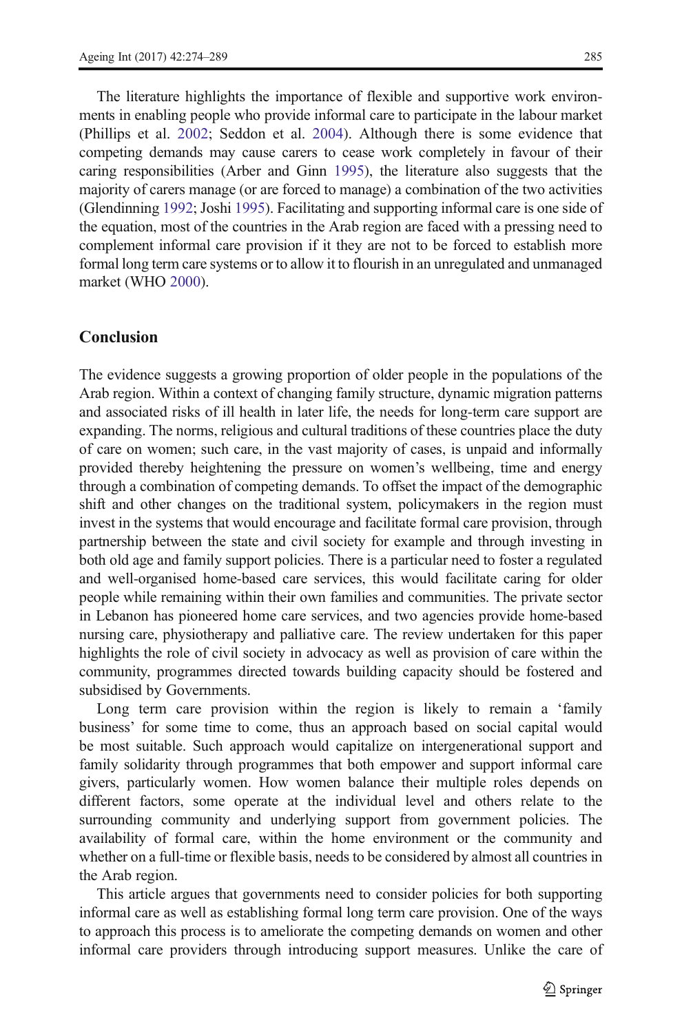The literature highlights the importance of flexible and supportive work environments in enabling people who provide informal care to participate in the labour market (Phillips et al. 2002; Seddon et al. 2004). Although there is some evidence that competing demands may cause carers to cease work completely in favour of their caring responsibilities (Arber and Ginn 1995), the literature also suggests that the majority of carers manage (or are forced to manage) a combination of the two activities (Glendinning 1992; Joshi 1995). Facilitating and supporting informal care is one side of the equation, most of the countries in the Arab region are faced with a pressing need to complement informal care provision if it they are not to be forced to establish more formal long term care systems or to allow it to flourish in an unregulated and unmanaged market (WHO 2000).

## Conclusion

The evidence suggests a growing proportion of older people in the populations of the Arab region. Within a context of changing family structure, dynamic migration patterns and associated risks of ill health in later life, the needs for long-term care support are expanding. The norms, religious and cultural traditions of these countries place the duty of care on women; such care, in the vast majority of cases, is unpaid and informally provided thereby heightening the pressure on women's wellbeing, time and energy through a combination of competing demands. To offset the impact of the demographic shift and other changes on the traditional system, policymakers in the region must invest in the systems that would encourage and facilitate formal care provision, through partnership between the state and civil society for example and through investing in both old age and family support policies. There is a particular need to foster a regulated and well-organised home-based care services, this would facilitate caring for older people while remaining within their own families and communities. The private sector in Lebanon has pioneered home care services, and two agencies provide home-based nursing care, physiotherapy and palliative care. The review undertaken for this paper highlights the role of civil society in advocacy as well as provision of care within the community, programmes directed towards building capacity should be fostered and subsidised by Governments.

Long term care provision within the region is likely to remain a 'family business' for some time to come, thus an approach based on social capital would be most suitable. Such approach would capitalize on intergenerational support and family solidarity through programmes that both empower and support informal care givers, particularly women. How women balance their multiple roles depends on different factors, some operate at the individual level and others relate to the surrounding community and underlying support from government policies. The availability of formal care, within the home environment or the community and whether on a full-time or flexible basis, needs to be considered by almost all countries in the Arab region.

This article argues that governments need to consider policies for both supporting informal care as well as establishing formal long term care provision. One of the ways to approach this process is to ameliorate the competing demands on women and other informal care providers through introducing support measures. Unlike the care of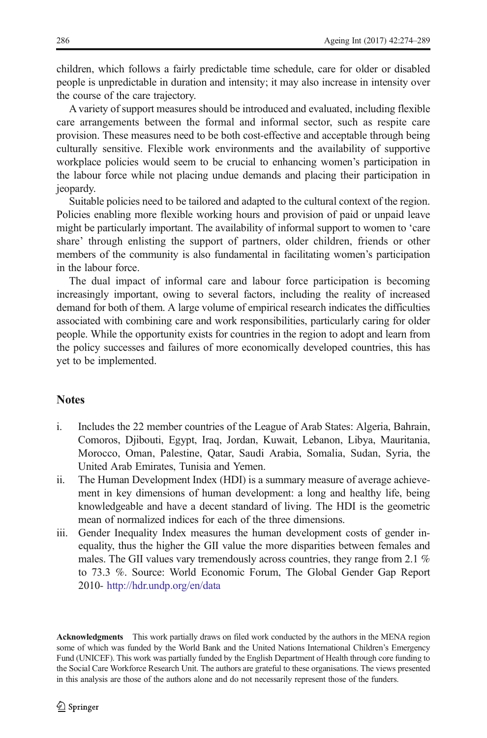children, which follows a fairly predictable time schedule, care for older or disabled people is unpredictable in duration and intensity; it may also increase in intensity over the course of the care trajectory.

A variety of support measures should be introduced and evaluated, including flexible care arrangements between the formal and informal sector, such as respite care provision. These measures need to be both cost-effective and acceptable through being culturally sensitive. Flexible work environments and the availability of supportive workplace policies would seem to be crucial to enhancing women's participation in the labour force while not placing undue demands and placing their participation in jeopardy.

Suitable policies need to be tailored and adapted to the cultural context of the region. Policies enabling more flexible working hours and provision of paid or unpaid leave might be particularly important. The availability of informal support to women to 'care share' through enlisting the support of partners, older children, friends or other members of the community is also fundamental in facilitating women's participation in the labour force.

The dual impact of informal care and labour force participation is becoming increasingly important, owing to several factors, including the reality of increased demand for both of them. A large volume of empirical research indicates the difficulties associated with combining care and work responsibilities, particularly caring for older people. While the opportunity exists for countries in the region to adopt and learn from the policy successes and failures of more economically developed countries, this has yet to be implemented.

## Notes

i. Includes the 22 member countries of the League of Arab States: Algeria, Bahrain, Comoros, Djibouti, Egypt, Iraq, Jordan, Kuwait, Lebanon, Libya, Mauritania, Morocco, Oman, Palestine, Qatar, Saudi Arabia, Somalia, Sudan, Syria, the United Arab Emirates, Tunisia and Yemen.

ii. The Human Development Index (HDI) is a summary measure of average achievement in key dimensions of human development: a long and healthy life, being knowledgeable and have a decent standard of living. The HDI is the geometric mean of normalized indices for each of the three dimensions.

iii. Gender Inequality Index measures the human development costs of gender inequality, thus the higher the GII value the more disparities between females and males. The GII values vary tremendously across countries, they range from 2.1 % to 73.3 %. Source: World Economic Forum, The Global Gender Gap Report 2010- http://hdr.undp.org/en/data

**Acknowledgments** This work partially draws on filed work conducted by the authors in the MENA region some of which was funded by the World Bank and the United Nations International Children's Emergency Fund (UNICEF). This work was partially funded by the English Department of Health through core funding to the Social Care Workforce Research Unit. The authors are grateful to these organisations. The views presented in this analysis are those of the authors alone and do not necessarily represent those of the funders.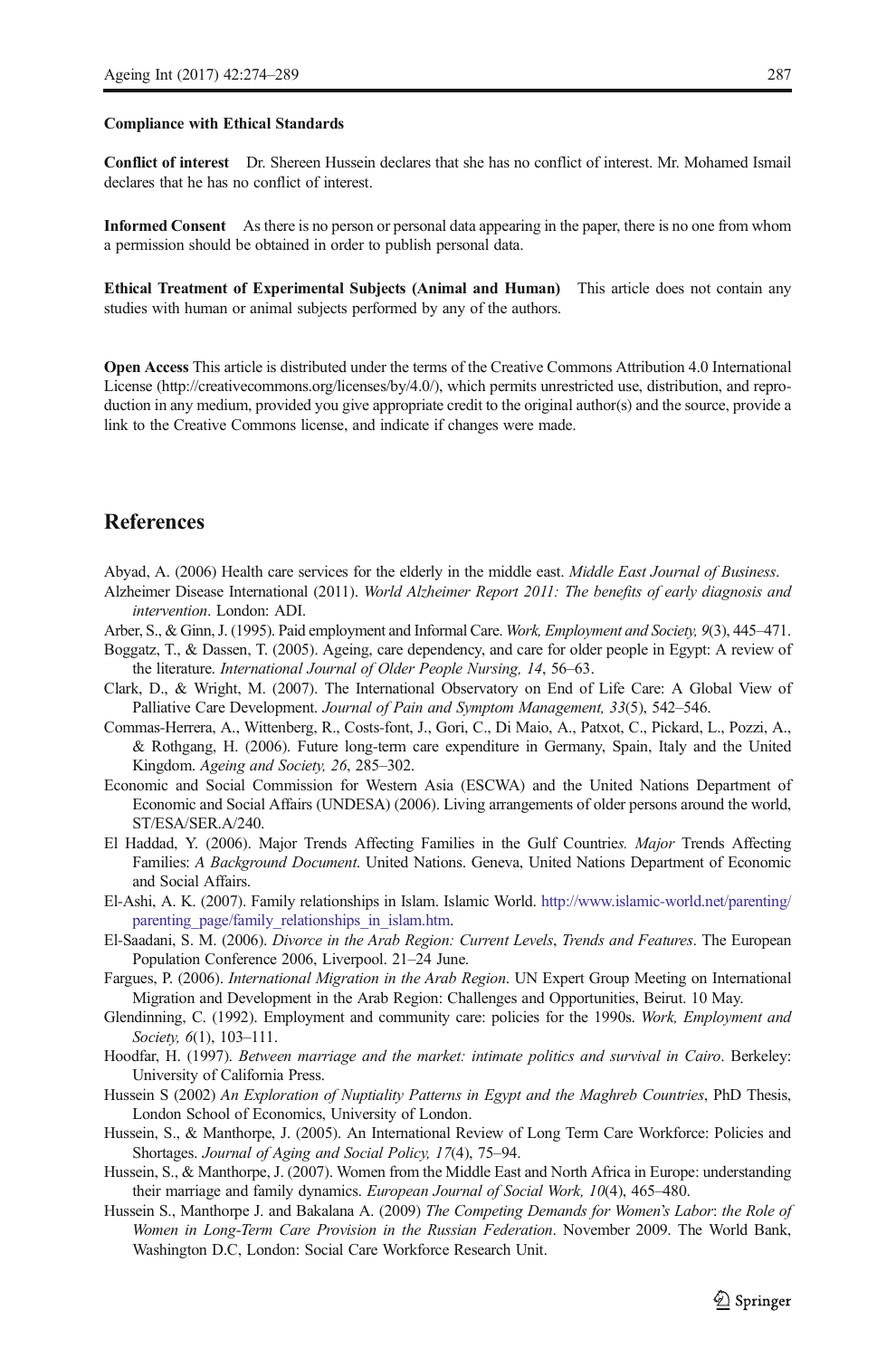**Compliance with Ethical Standards**

**Conflict of interest** Dr. Shereen Hussein declares that she has no conflict of interest. Mr. Mohamed Ismail declares that he has no conflict of interest.

**Informed Consent** As there is no person or personal data appearing in the paper, there is no one from whom a permission should be obtained in order to publish personal data.

**Ethical Treatment of Experimental Subjects (Animal and Human)** This article does not contain any studies with human or animal subjects performed by any of the authors.

**Open Access** This article is distributed under the terms of the Creative Commons Attribution 4.0 International License (http://creativecommons.org/licenses/by/4.0/), which permits unrestricted use, distribution, and reproduction in any medium, provided you give appropriate credit to the original author(s) and the source, provide a link to the Creative Commons license, and indicate if changes were made.

## References

Abyad, A. (2006) Health care services for the elderly in the middle east. *Middle East Journal of Business*.

Alzheimer Disease International (2011). *World Alzheimer Report 2011: The benefits of early diagnosis and intervention*. London: ADI.

Arber, S., & Ginn, J. (1995). Paid employment and Informal Care. *Work, Employment and Society, 9*(3), 445–471.

Boggatz, T., & Dassen, T. (2005). Ageing, care dependency, and care for older people in Egypt: A review of the literature. *International Journal of Older People Nursing, 14*, 56–63.

Clark, D., & Wright, M. (2007). The International Observatory on End of Life Care: A Global View of Palliative Care Development. *Journal of Pain and Symptom Management, 33*(5), 542–546.

Commas-Herrera, A., Wittenberg, R., Costs-font, J., Gori, C., Di Maio, A., Patxot, C., Pickard, L., Pozzi, A., & Rothgang, H. (2006). Future long-term care expenditure in Germany, Spain, Italy and the United Kingdom. *Ageing and Society, 26*, 285–302.

Economic and Social Commission for Western Asia (ESCWA) and the United Nations Department of Economic and Social Affairs (UNDESA) (2006). Living arrangements of older persons around the world, ST/ESA/SER.A/240.

El Haddad, Y. (2006). Major Trends Affecting Families in the Gulf Countrie*s. Major* Trends Affecting Families: *A Background Document*. United Nations. Geneva, United Nations Department of Economic and Social Affairs.

El-Ashi, A. K. (2007). Family relationships in Islam. Islamic World. http://www.islamic-world.net/parenting/parenting_page/family_relationships_in_islam.htm.

El-Saadani, S. M. (2006). *Divorce in the Arab Region: Current Levels*, *Trends and Features*. The European Population Conference 2006, Liverpool. 21–24 June.

Fargues, P. (2006). *International Migration in the Arab Region*. UN Expert Group Meeting on International Migration and Development in the Arab Region: Challenges and Opportunities, Beirut. 10 May.

Glendinning, C. (1992). Employment and community care: policies for the 1990s. *Work, Employment and Society, 6*(1), 103–111.

Hoodfar, H. (1997). *Between marriage and the market: intimate politics and survival in Cairo*. Berkeley: University of California Press.

Hussein S (2002) *An Exploration of Nuptiality Patterns in Egypt and the Maghreb Countries*, PhD Thesis, London School of Economics, University of London.

Hussein, S., & Manthorpe, J. (2005). An International Review of Long Term Care Workforce: Policies and Shortages. *Journal of Aging and Social Policy, 17*(4), 75–94.

Hussein, S., & Manthorpe, J. (2007). Women from the Middle East and North Africa in Europe: understanding their marriage and family dynamics. *European Journal of Social Work, 10*(4), 465–480.

Hussein S., Manthorpe J. and Bakalana A. (2009) *The Competing Demands for Women's Labor*: *the Role of Women in Long-Term Care Provision in the Russian Federation*. November 2009. The World Bank, Washington D.C, London: Social Care Workforce Research Unit.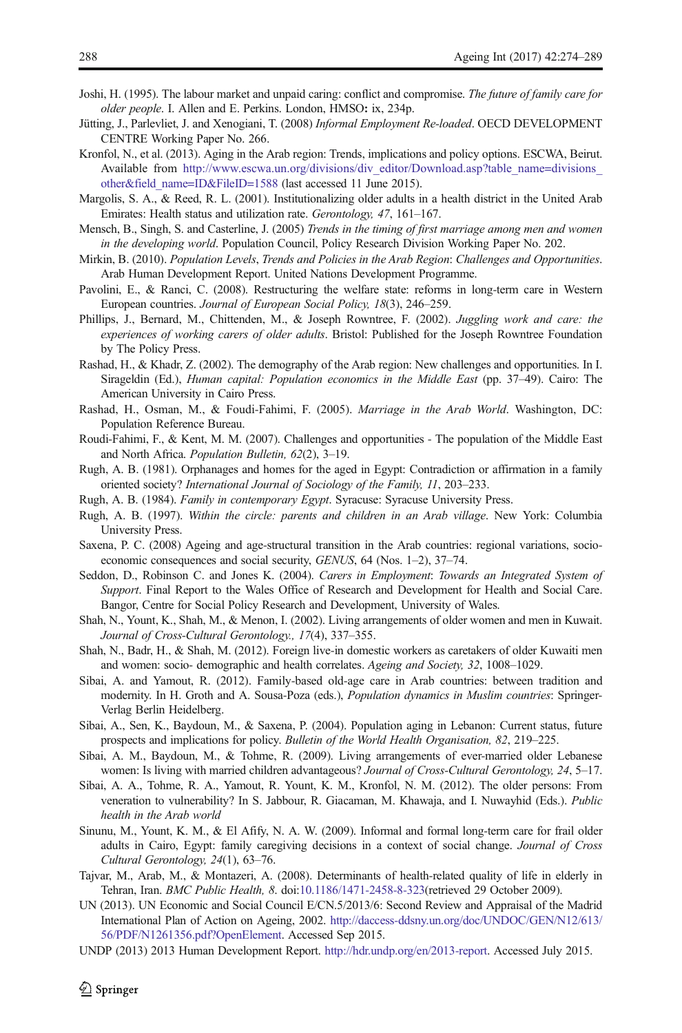Joshi, H. (1995). The labour market and unpaid caring: conflict and compromise. *The future of family care for older people*. I. Allen and E. Perkins. London, HMSO: ix, 234p.

Jütting, J., Parlevliet, J. and Xenogiani, T. (2008) *Informal Employment Re-loaded*. OECD DEVELOPMENT CENTRE Working Paper No. 266.

Kronfol, N., et al. (2013). Aging in the Arab region: Trends, implications and policy options. ESCWA, Beirut. Available from http://www.escwa.un.org/divisions/div_editor/Download.asp?table_name=divisions_other&field_name=ID&FileID=1588 (last accessed 11 June 2015).

Margolis, S. A., & Reed, R. L. (2001). Institutionalizing older adults in a health district in the United Arab Emirates: Health status and utilization rate. *Gerontology, 47*, 161–167.

Mensch, B., Singh, S. and Casterline, J. (2005) *Trends in the timing of first marriage among men and women in the developing world*. Population Council, Policy Research Division Working Paper No. 202.

Mirkin, B. (2010). *Population Levels*, *Trends and Policies in the Arab Region*: *Challenges and Opportunities*. Arab Human Development Report. United Nations Development Programme.

Pavolini, E., & Ranci, C. (2008). Restructuring the welfare state: reforms in long-term care in Western European countries. *Journal of European Social Policy, 18*(3), 246–259.

Phillips, J., Bernard, M., Chittenden, M., & Joseph Rowntree, F. (2002). *Juggling work and care: the experiences of working carers of older adults*. Bristol: Published for the Joseph Rowntree Foundation by The Policy Press.

Rashad, H., & Khadr, Z. (2002). The demography of the Arab region: New challenges and opportunities. In I. Sirageldin (Ed.), *Human capital: Population economics in the Middle East* (pp. 37–49). Cairo: The American University in Cairo Press.

Rashad, H., Osman, M., & Foudi-Fahimi, F. (2005). *Marriage in the Arab World*. Washington, DC: Population Reference Bureau.

Roudi-Fahimi, F., & Kent, M. M. (2007). Challenges and opportunities - The population of the Middle East and North Africa. *Population Bulletin, 62*(2), 3–19.

Rugh, A. B. (1981). Orphanages and homes for the aged in Egypt: Contradiction or affirmation in a family oriented society? *International Journal of Sociology of the Family, 11*, 203–233.

Rugh, A. B. (1984). *Family in contemporary Egypt*. Syracuse: Syracuse University Press.

Rugh, A. B. (1997). *Within the circle: parents and children in an Arab village*. New York: Columbia University Press.

Saxena, P. C. (2008) Ageing and age-structural transition in the Arab countries: regional variations, socio-economic consequences and social security, *GENUS*, 64 (Nos. 1–2), 37–74.

Seddon, D., Robinson C. and Jones K. (2004). *Carers in Employment*: *Towards an Integrated System of Support*. Final Report to the Wales Office of Research and Development for Health and Social Care. Bangor, Centre for Social Policy Research and Development, University of Wales.

Shah, N., Yount, K., Shah, M., & Menon, I. (2002). Living arrangements of older women and men in Kuwait. *Journal of Cross-Cultural Gerontology., 17*(4), 337–355.

Shah, N., Badr, H., & Shah, M. (2012). Foreign live-in domestic workers as caretakers of older Kuwaiti men and women: socio- demographic and health correlates. *Ageing and Society, 32*, 1008–1029.

Sibai, A. and Yamout, R. (2012). Family-based old-age care in Arab countries: between tradition and modernity. In H. Groth and A. Sousa-Poza (eds.), *Population dynamics in Muslim countries*: Springer-Verlag Berlin Heidelberg.

Sibai, A., Sen, K., Baydoun, M., & Saxena, P. (2004). Population aging in Lebanon: Current status, future prospects and implications for policy. *Bulletin of the World Health Organisation, 82*, 219–225.

Sibai, A. M., Baydoun, M., & Tohme, R. (2009). Living arrangements of ever-married older Lebanese women: Is living with married children advantageous? *Journal of Cross-Cultural Gerontology, 24*, 5–17.

Sibai, A. A., Tohme, R. A., Yamout, R. Yount, K. M., Kronfol, N. M. (2012). The older persons: From veneration to vulnerability? In S. Jabbour, R. Giacaman, M. Khawaja, and I. Nuwayhid (Eds.). *Public health in the Arab world*

Sinunu, M., Yount, K. M., & El Afify, N. A. W. (2009). Informal and formal long-term care for frail older adults in Cairo, Egypt: family caregiving decisions in a context of social change. *Journal of Cross Cultural Gerontology, 24*(1), 63–76.

Tajvar, M., Arab, M., & Montazeri, A. (2008). Determinants of health-related quality of life in elderly in Tehran, Iran. *BMC Public Health, 8*. doi:10.1186/1471-2458-8-323(retrieved 29 October 2009).

UN (2013). UN Economic and Social Council E/CN.5/2013/6: Second Review and Appraisal of the Madrid International Plan of Action on Ageing, 2002. http://daccess-ddsny.un.org/doc/UNDOC/GEN/N12/613/56/PDF/N1261356.pdf?OpenElement. Accessed Sep 2015.

UNDP (2013) 2013 Human Development Report. http://hdr.undp.org/en/2013-report. Accessed July 2015.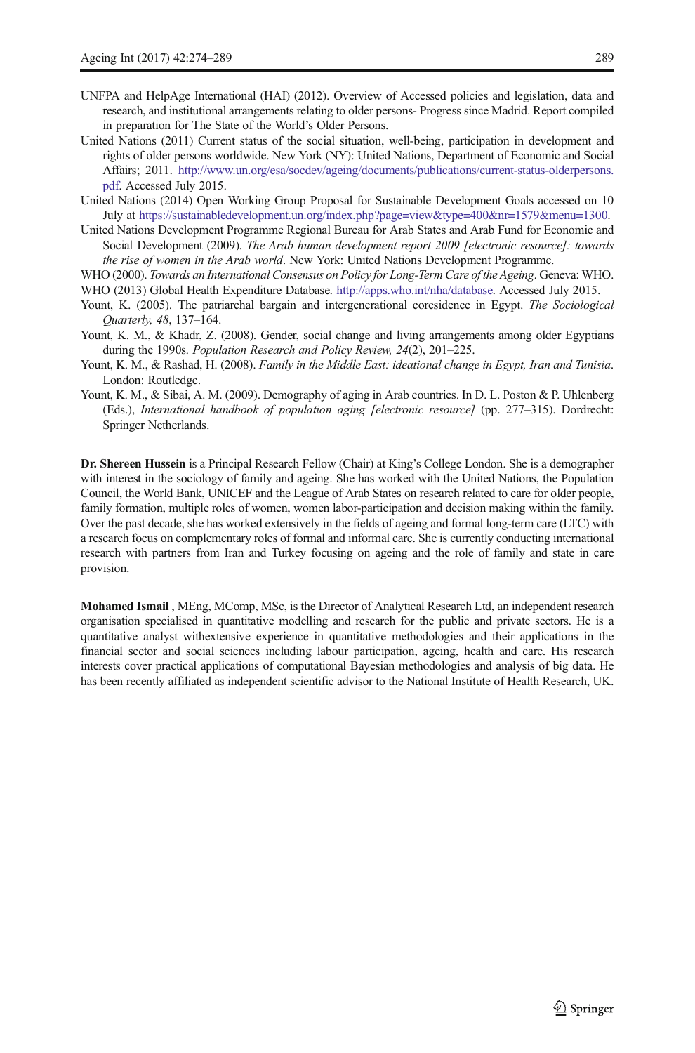UNFPA and HelpAge International (HAI) (2012). Overview of Accessed policies and legislation, data and research, and institutional arrangements relating to older persons- Progress since Madrid. Report compiled in preparation for The State of the World's Older Persons.

United Nations (2011) Current status of the social situation, well-being, participation in development and rights of older persons worldwide. New York (NY): United Nations, Department of Economic and Social Affairs; 2011. http://www.un.org/esa/socdev/ageing/documents/publications/current-status-olderpersons.pdf. Accessed July 2015.

United Nations (2014) Open Working Group Proposal for Sustainable Development Goals accessed on 10 July at https://sustainabledevelopment.un.org/index.php?page=view&type=400&nr=1579&menu=1300.

United Nations Development Programme Regional Bureau for Arab States and Arab Fund for Economic and Social Development (2009). *The Arab human development report 2009 [electronic resource]: towards the rise of women in the Arab world*. New York: United Nations Development Programme.

WHO (2000). *Towards an International Consensus on Policy for Long-Term Care of the Ageing*. Geneva: WHO.

WHO (2013) Global Health Expenditure Database. http://apps.who.int/nha/database. Accessed July 2015.

Yount, K. (2005). The patriarchal bargain and intergenerational coresidence in Egypt. *The Sociological Quarterly, 48*, 137–164.

Yount, K. M., & Khadr, Z. (2008). Gender, social change and living arrangements among older Egyptians during the 1990s. *Population Research and Policy Review, 24*(2), 201–225.

Yount, K. M., & Rashad, H. (2008). *Family in the Middle East: ideational change in Egypt, Iran and Tunisia*. London: Routledge.

Yount, K. M., & Sibai, A. M. (2009). Demography of aging in Arab countries. In D. L. Poston & P. Uhlenberg (Eds.), *International handbook of population aging [electronic resource]* (pp. 277–315). Dordrecht: Springer Netherlands.

**Dr. Shereen Hussein** is a Principal Research Fellow (Chair) at King's College London. She is a demographer with interest in the sociology of family and ageing. She has worked with the United Nations, the Population Council, the World Bank, UNICEF and the League of Arab States on research related to care for older people, family formation, multiple roles of women, women labor-participation and decision making within the family. Over the past decade, she has worked extensively in the fields of ageing and formal long-term care (LTC) with a research focus on complementary roles of formal and informal care. She is currently conducting international research with partners from Iran and Turkey focusing on ageing and the role of family and state in care provision.

**Mohamed Ismail** , MEng, MComp, MSc, is the Director of Analytical Research Ltd, an independent research organisation specialised in quantitative modelling and research for the public and private sectors. He is a quantitative analyst withextensive experience in quantitative methodologies and their applications in the financial sector and social sciences including labour participation, ageing, health and care. His research interests cover practical applications of computational Bayesian methodologies and analysis of big data. He has been recently affiliated as independent scientific advisor to the National Institute of Health Research, UK.